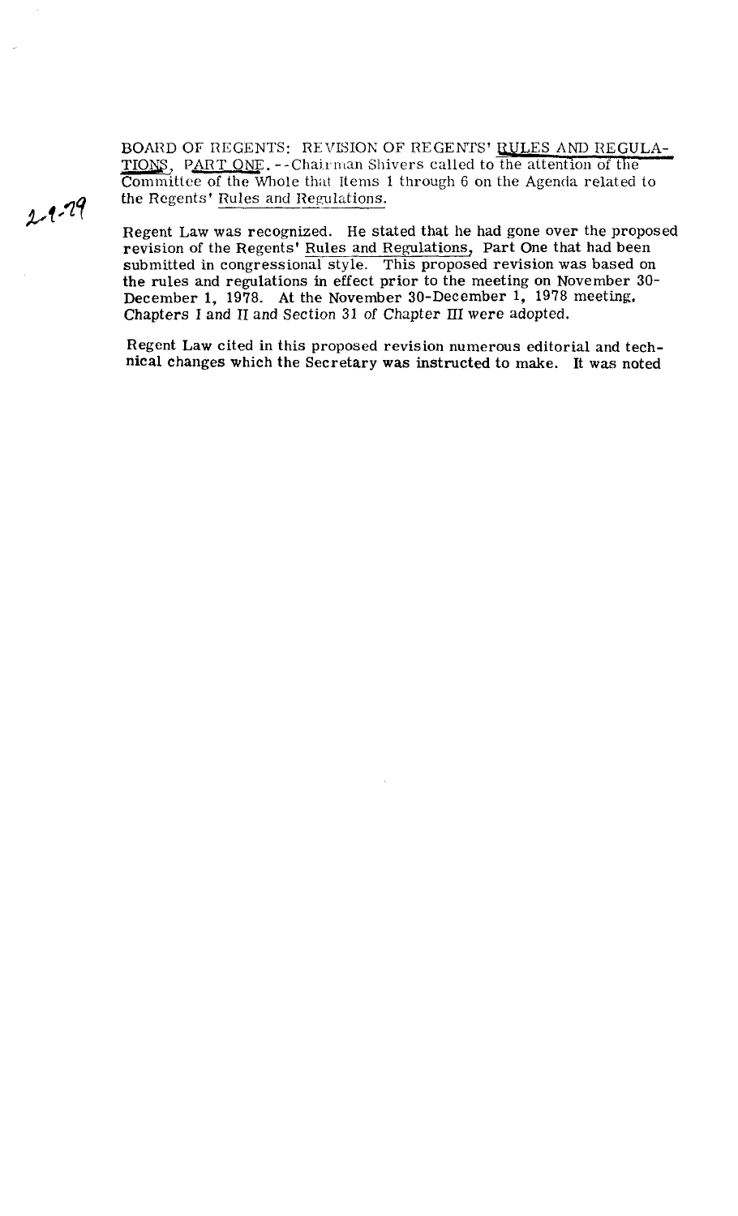2-1-79

BOARD OF REGENTS: REVISION OF REGENTS' RULES AND REGULATIONS, PART ONE. --Chairman Shivers called to the attention of the Committee of the Whole that Items 1 through 6 on the Agenda related to the Regents' Rules and Regulations.

Regent Law was recognized. He stated that he had gone over the proposed revision of the Regents' Rules and Regulations, Part One that had been submitted in congressional style. This proposed revision was based on the rules and regulations in effect prior to the meeting on November 30-December 1, 1978. At the November 30-December 1, 1978 meeting, Chapters I and II and Section 31 of Chapter III were adopted.

Regent Law cited in this proposed revision numerous editorial and technical changes which the Secretary was instructed to make. It was noted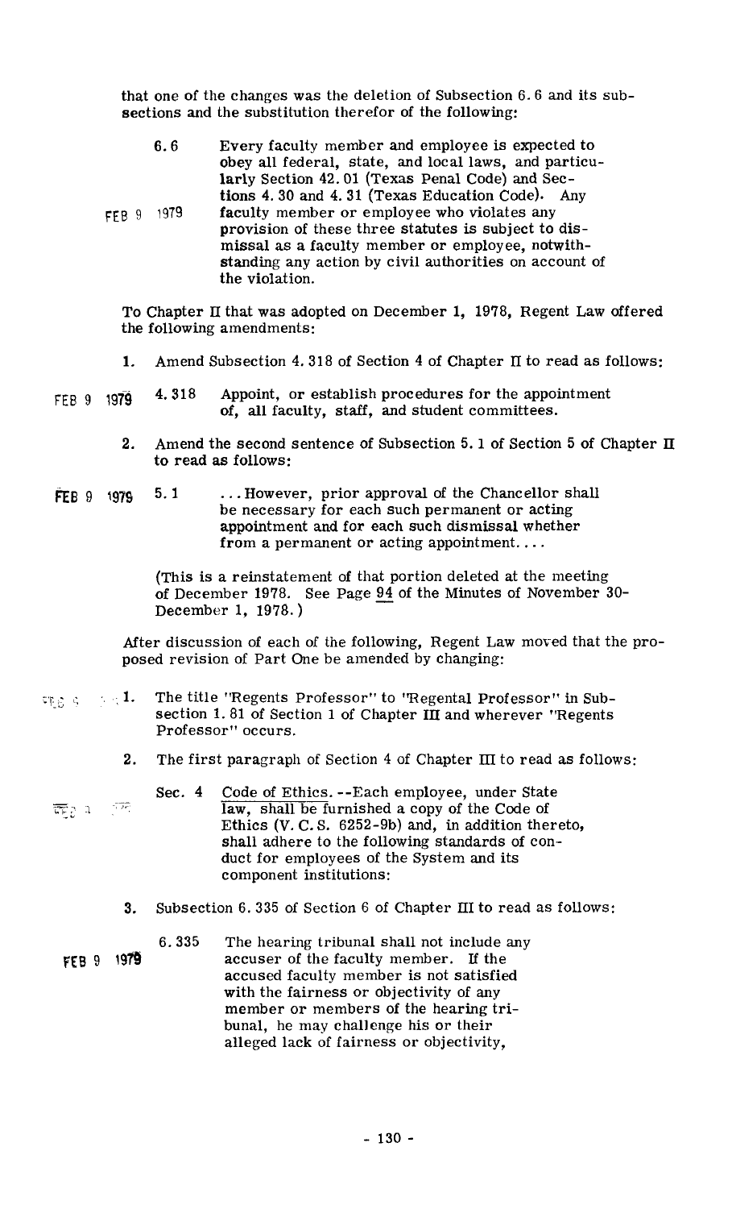that one of the changes was the deletion of Subsection 6.6 and its subsections and the substitution therefor of the following:

> 6.6 Every faculty member and employee is expected to obey all federal, state, and local laws, and particularly Section 42.01 (Texas Penal Code) and Sections 4.30 and 4.31 (Texas Education Code). Any faculty member or employee who violates any provision of these three statutes is subject to dismissal as a faculty member or employee, notwithstanding any action by civil authorities on account of the violation.

FEB 9 1979

To Chapter II that was adopted on December 1, 1978, Regent Law offered the following amendments:

1. Amend Subsection 4.318 of Section 4 of Chapter II to read as follows:

   > 4.318 Appoint, or establish procedures for the appointment of, all faculty, staff, and student committees.

   FEB 9 1979

2. Amend the second sentence of Subsection 5.1 of Section 5 of Chapter II to read as follows:

   > 5.1 ...However, prior approval of the Chancellor shall be necessary for each such permanent or acting appointment and for each such dismissal whether from a permanent or acting appointment....

   FEB 9 1979

   (This is a reinstatement of that portion deleted at the meeting of December 1978. See Page <u>94</u> of the Minutes of November 30-December 1, 1978.)

After discussion of each of the following, Regent Law moved that the proposed revision of Part One be amended by changing:

1. The title "Regents Professor" to "Regental Professor" in Subsection 1.81 of Section 1 of Chapter III and wherever "Regents Professor" occurs.

2. The first paragraph of Section 4 of Chapter III to read as follows:

   > Sec. 4 <u>Code of Ethics.</u>--Each employee, under State <u>law, shall be</u> furnished a copy of the Code of Ethics (V.C.S. 6252-9b) and, in addition thereto, shall adhere to the following standards of conduct for employees of the System and its component institutions:

3. Subsection 6.335 of Section 6 of Chapter III to read as follows:

   > 6.335 The hearing tribunal shall not include any accuser of the faculty member. If the accused faculty member is not satisfied with the fairness or objectivity of any member or members of the hearing tribunal, he may challenge his or their alleged lack of fairness or objectivity,

   FEB 9 1979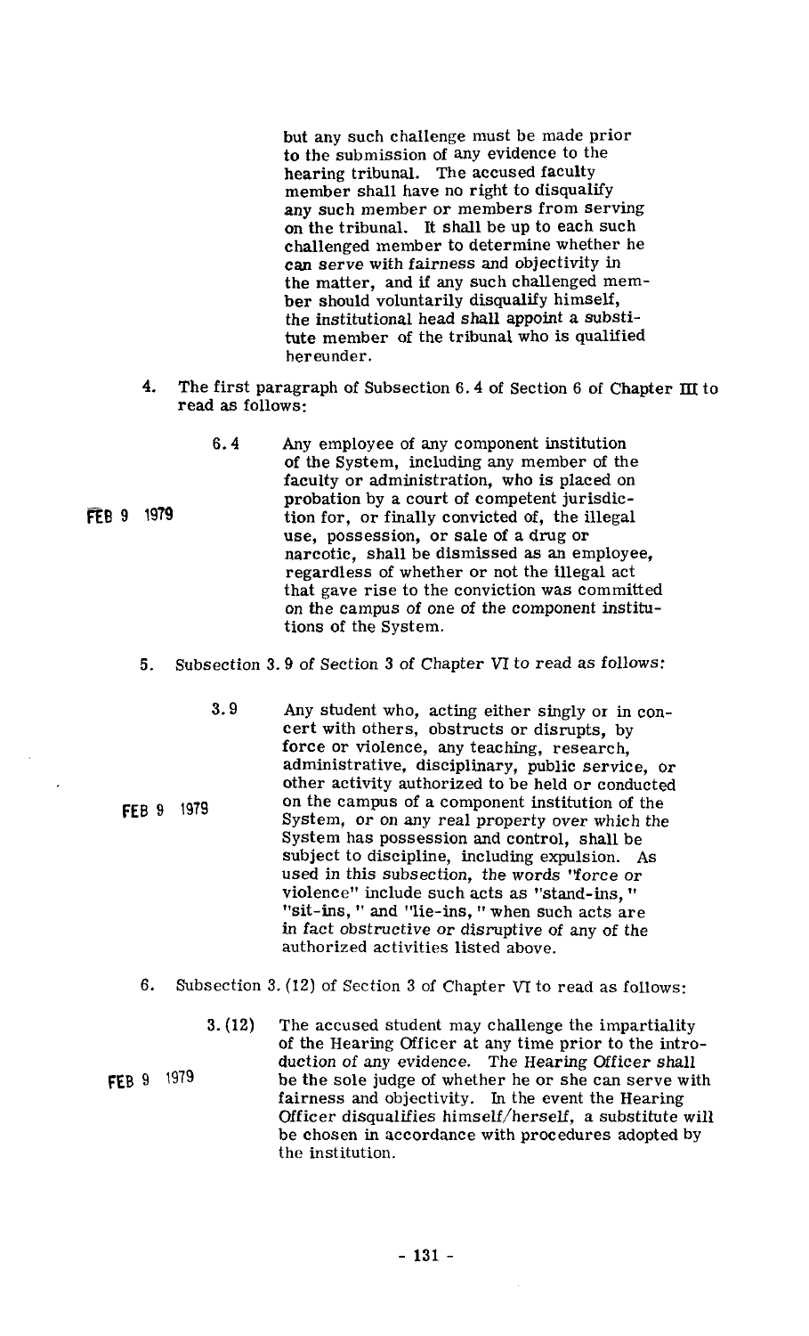but any such challenge must be made prior to the submission of any evidence to the hearing tribunal. The accused faculty member shall have no right to disqualify any such member or members from serving on the tribunal. It shall be up to each such challenged member to determine whether he can serve with fairness and objectivity in the matter, and if any such challenged member should voluntarily disqualify himself, the institutional head shall appoint a substitute member of the tribunal who is qualified hereunder.

4. The first paragraph of Subsection 6.4 of Section 6 of Chapter III to read as follows:

FEB 9 1979

6.4 Any employee of any component institution of the System, including any member of the faculty or administration, who is placed on probation by a court of competent jurisdiction for, or finally convicted of, the illegal use, possession, or sale of a drug or narcotic, shall be dismissed as an employee, regardless of whether or not the illegal act that gave rise to the conviction was committed on the campus of one of the component institutions of the System.

5. Subsection 3.9 of Section 3 of Chapter VI to read as follows:

FEB 9 1979

3.9 Any student who, acting either singly or in concert with others, obstructs or disrupts, by force or violence, any teaching, research, administrative, disciplinary, public service, or other activity authorized to be held or conducted on the campus of a component institution of the System, or on any real property over which the System has possession and control, shall be subject to discipline, including expulsion. As used in this subsection, the words "force or violence" include such acts as "stand-ins," "sit-ins," and "lie-ins," when such acts are in fact obstructive or disruptive of any of the authorized activities listed above.

6. Subsection 3.(12) of Section 3 of Chapter VI to read as follows:

FEB 9 1979

3.(12) The accused student may challenge the impartiality of the Hearing Officer at any time prior to the introduction of any evidence. The Hearing Officer shall be the sole judge of whether he or she can serve with fairness and objectivity. In the event the Hearing Officer disqualifies himself/herself, a substitute will be chosen in accordance with procedures adopted by the institution.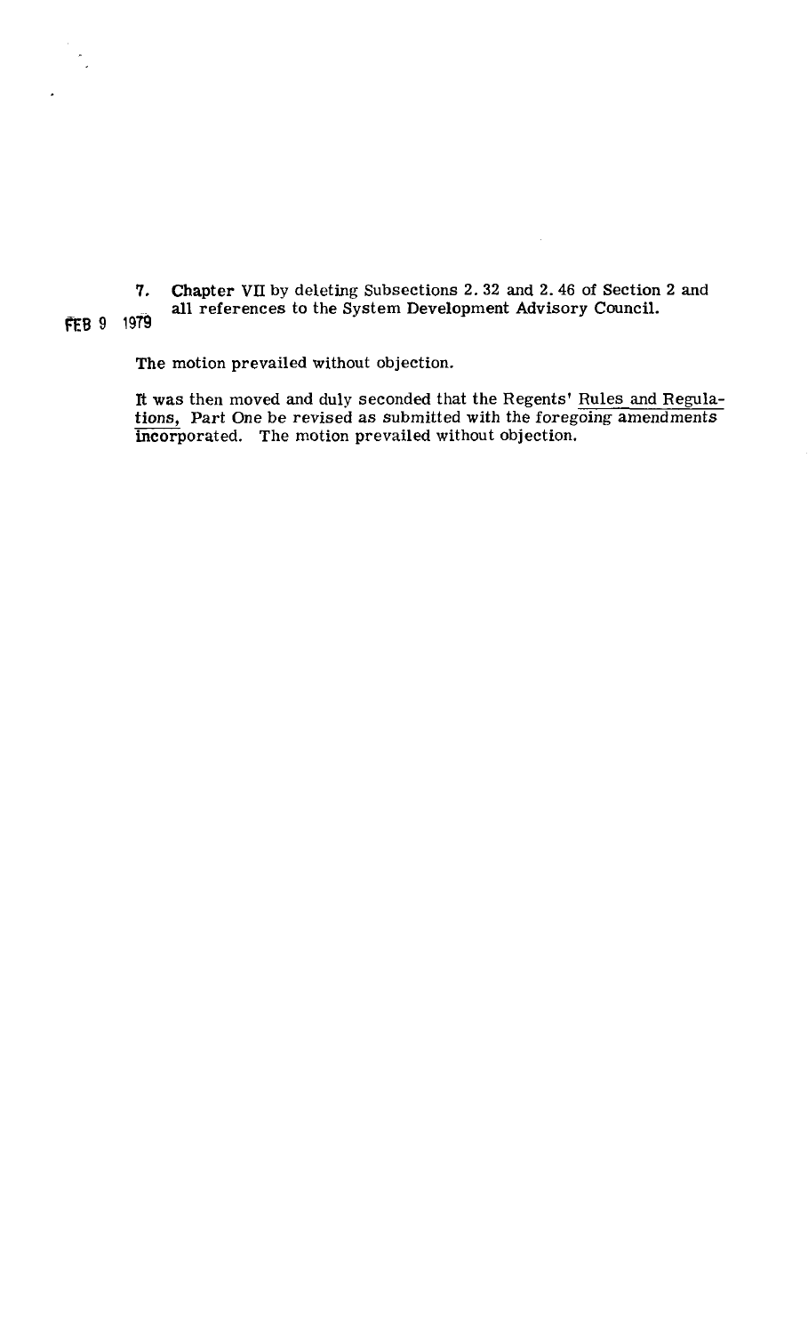7. **Chapter VII** by deleting Subsections 2. 32 and 2. 46 of Section 2 and all references to the System Development Advisory Council.

FEB 9 1979

The motion prevailed without objection.

It was then moved and duly seconded that the Regents' Rules and Regulations, Part One be revised as submitted with the foregoing amendments incorporated. The motion prevailed without objection.